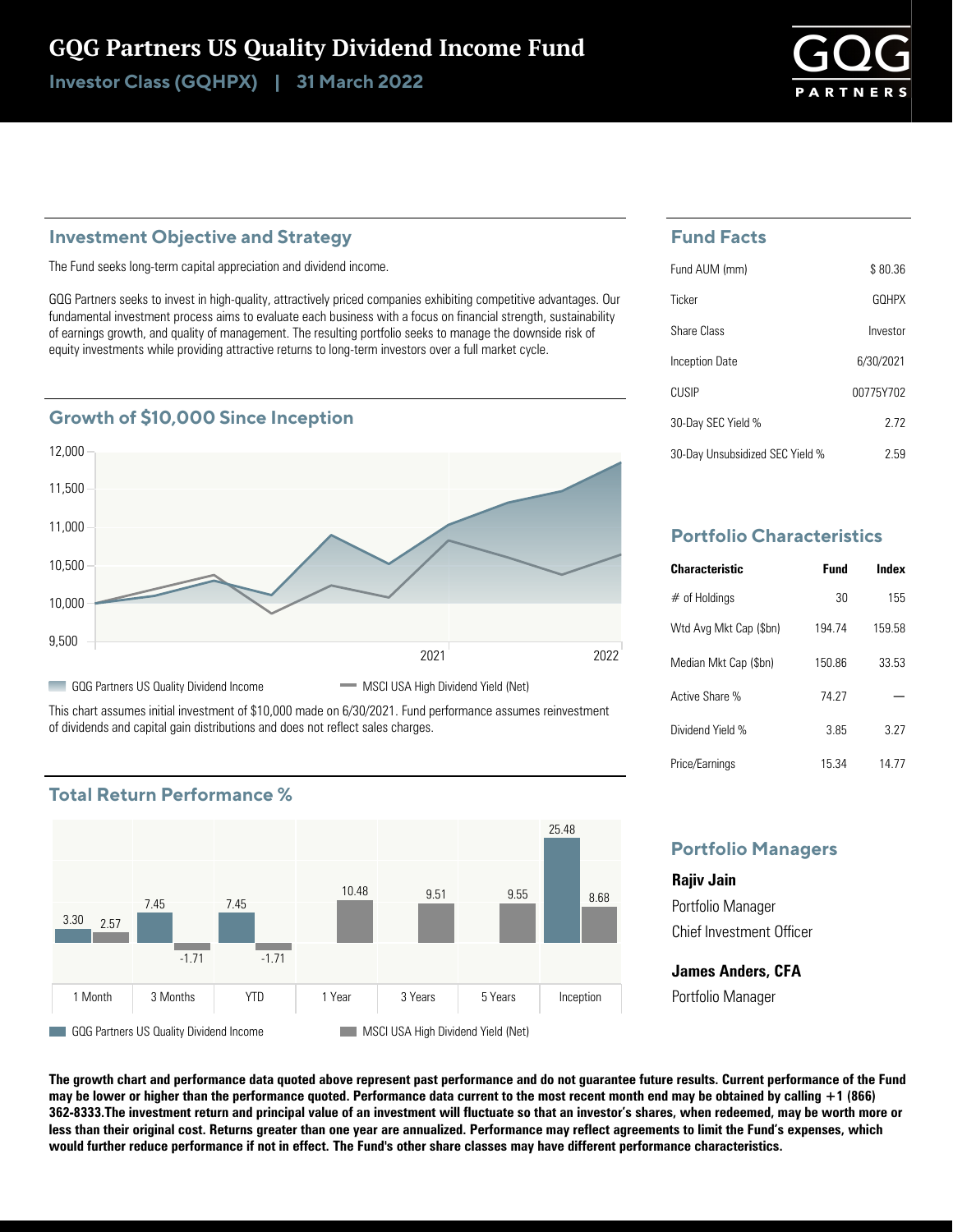# GQG Partners US Quality Dividend Income Fund

**Investor Class (GQHPX) | 31 March 2022**

## Investment Objective and Strategy

The Fund seeks long-term capital appreciation and dividend income.

GQG Partners seeks to invest in high-quality, attractively priced companies exhibiting competitive advantages. Our fundamental investment process aims to evaluate each business with a focus on financial strength, sustainability of earnings growth, and quality of management. The resulting portfolio seeks to manage the downside risk of equity investments while providing attractive returns to long-term investors over a full market cycle.

## Growth of $10,000 Since Inception

GQG Partners US Quality Dividend Income | MSCI USA High Dividend Yield (Net)

This chart assumes initial investment of $10,000 made on 6/30/2021. Fund performance assumes reinvestment of dividends and capital gain distributions and does not reflect sales charges.

## Total Return Performance %

| | 1 Month | 3 Months | YTD | 1 Year | 3 Years | 5 Years | Inception |
|---|---|---|---|---|---|---|---|
| GQG Partners US Quality Dividend Income | 3.30 | 7.45 | 7.45 | | | | 25.48 |
| MSCI USA High Dividend Yield (Net) | 2.57 | -1.71 | -1.71 | 10.48 | 9.51 | 9.55 | 8.68 |

## Fund Facts

| | |
|---|---|
| Fund AUM (mm) | $ 80.36 |
| Ticker | GQHPX |
| Share Class | Investor |
| Inception Date | 6/30/2021 |
| CUSIP | 00775Y702 |
| 30-Day SEC Yield % | 2.72 |
| 30-Day Unsubsidized SEC Yield % | 2.59 |

## Portfolio Characteristics

| Characteristic | Fund | Index |
|---|---|---|
| # of Holdings | 30 | 155 |
| Wtd Avg Mkt Cap ($bn) | 194.74 | 159.58 |
| Median Mkt Cap ($bn) | 150.86 | 33.53 |
| Active Share % | 74.27 | — |
| Dividend Yield % | 3.85 | 3.27 |
| Price/Earnings | 15.34 | 14.77 |

## Portfolio Managers

**Rajiv Jain**
Portfolio Manager
Chief Investment Officer

**James Anders, CFA**
Portfolio Manager

**The growth chart and performance data quoted above represent past performance and do not guarantee future results. Current performance of the Fund may be lower or higher than the performance quoted. Performance data current to the most recent month end may be obtained by calling +1 (866) 362-8333.The investment return and principal value of an investment will fluctuate so that an investor's shares, when redeemed, may be worth more or less than their original cost. Returns greater than one year are annualized. Performance may reflect agreements to limit the Fund's expenses, which would further reduce performance if not in effect. The Fund's other share classes may have different performance characteristics.**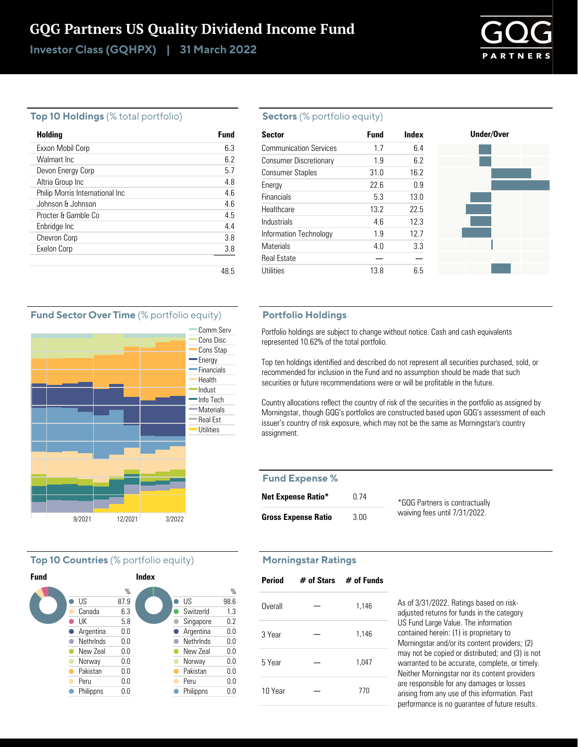# GQG Partners US Quality Dividend Income Fund

**Investor Class (GQHPX) | 31 March 2022**

## Top 10 Holdings (% total portfolio)

| Holding | Fund |
|---|---|
| Exxon Mobil Corp | 6.3 |
| Walmart Inc | 6.2 |
| Devon Energy Corp | 5.7 |
| Altria Group Inc | 4.8 |
| Philip Morris International Inc | 4.6 |
| Johnson & Johnson | 4.6 |
| Procter & Gamble Co | 4.5 |
| Enbridge Inc | 4.4 |
| Chevron Corp | 3.8 |
| Exelon Corp | 3.8 |
| | 48.5 |

## Sectors (% portfolio equity)

| Sector | Fund | Index |
|---|---|---|
| Communication Services | 1.7 | 6.4 |
| Consumer Discretionary | 1.9 | 6.2 |
| Consumer Staples | 31.0 | 16.2 |
| Energy | 22.6 | 0.9 |
| Financials | 5.3 | 13.0 |
| Healthcare | 13.2 | 22.5 |
| Industrials | 4.6 | 12.3 |
| Information Technology | 1.9 | 12.7 |
| Materials | 4.0 | 3.3 |
| Real Estate | — | — |
| Utilities | 13.8 | 6.5 |

## Fund Sector Over Time (% portfolio equity)

Comm Serv, Cons Disc, Cons Stap, Energy, Financials, Health, Indust, Info Tech, Materials, Real Est, Utilities

9/2021 12/2021 3/2022

## Portfolio Holdings

Portfolio holdings are subject to change without notice. Cash and cash equivalents represented 10.62% of the total portfolio.

Top ten holdings identified and described do not represent all securities purchased, sold, or recommended for inclusion in the Fund and no assumption should be made that such securities or future recommendations were or will be profitable in the future.

Country allocations reflect the country of risk of the securities in the portfolio as assigned by Morningstar, though GQG's portfolios are constructed based upon GQG's assessment of each issuer's country of risk exposure, which may not be the same as Morningstar's country assignment.

## Fund Expense %

| | |
|---|---|
| **Net Expense Ratio*** | 0.74 |
| **Gross Expense Ratio** | 3.00 |

*GQG Partners is contractually waiving fees until 7/31/2022.

## Top 10 Countries (% portfolio equity)

**Fund**

| | % |
|---|---|
| US | 87.9 |
| Canada | 6.3 |
| UK | 5.8 |
| Argentina | 0.0 |
| Nethrlnds | 0.0 |
| New Zeal | 0.0 |
| Norway | 0.0 |
| Pakistan | 0.0 |
| Peru | 0.0 |
| Philippns | 0.0 |

**Index**

| | % |
|---|---|
| US | 98.6 |
| Switzerld | 1.3 |
| Singapore | 0.2 |
| Argentina | 0.0 |
| Nethrlnds | 0.0 |
| New Zeal | 0.0 |
| Norway | 0.0 |
| Pakistan | 0.0 |
| Peru | 0.0 |
| Philippns | 0.0 |

## Morningstar Ratings

| Period | # of Stars | # of Funds |
|---|---|---|
| Overall | — | 1,146 |
| 3 Year | — | 1,146 |
| 5 Year | — | 1,047 |
| 10 Year | — | 770 |

As of 3/31/2022. Ratings based on risk-adjusted returns for funds in the category US Fund Large Value. The information contained herein: (1) is proprietary to Morningstar and/or its content providers; (2) may not be copied or distributed; and (3) is not warranted to be accurate, complete, or timely. Neither Morningstar nor its content providers are responsible for any damages or losses arising from any use of this information. Past performance is no guarantee of future results.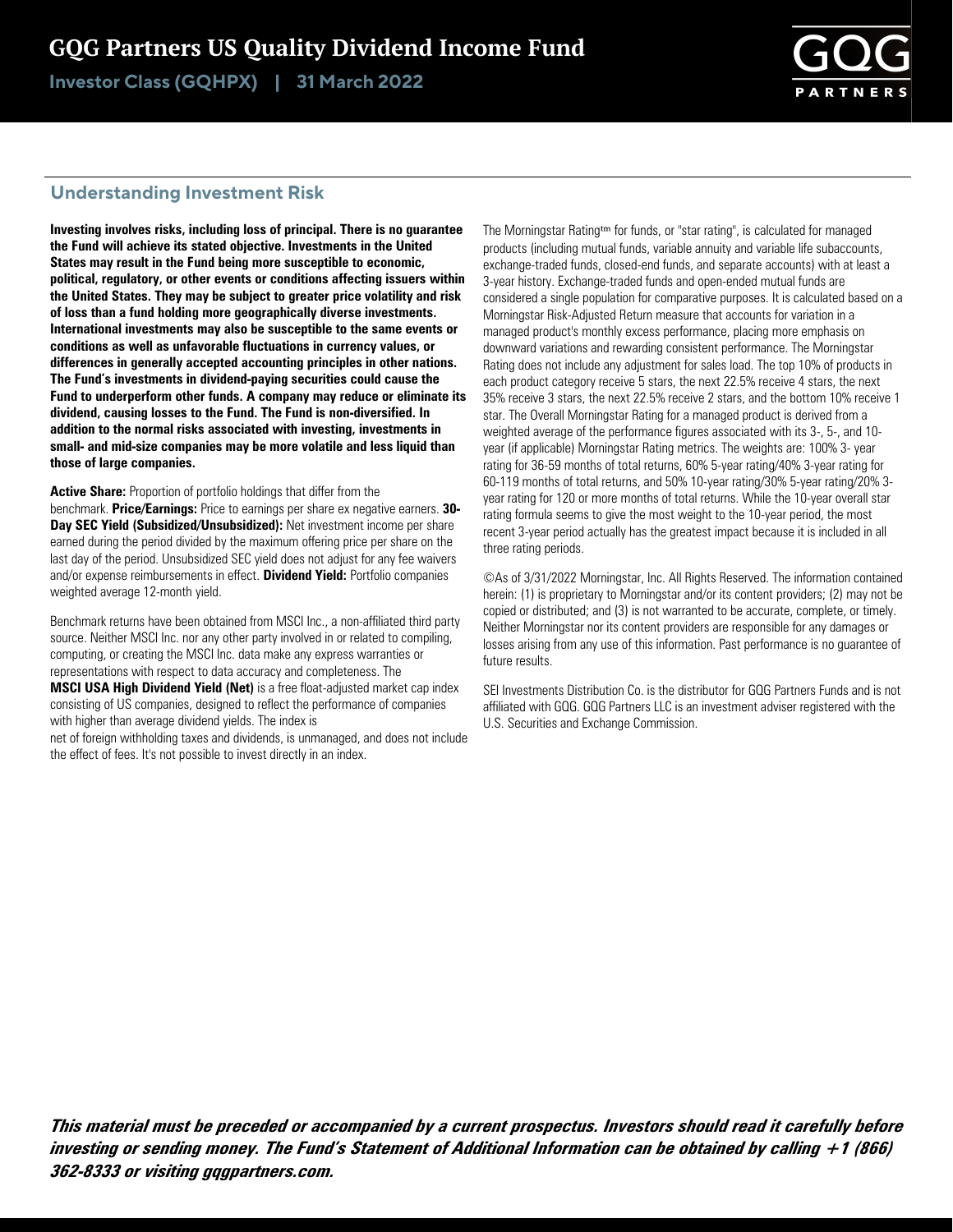# GQG Partners US Quality Dividend Income Fund

**Investor Class (GQHPX) | 31 March 2022**

## Understanding Investment Risk

**Investing involves risks, including loss of principal. There is no guarantee the Fund will achieve its stated objective. Investments in the United States may result in the Fund being more susceptible to economic, political, regulatory, or other events or conditions affecting issuers within the United States. They may be subject to greater price volatility and risk of loss than a fund holding more geographically diverse investments. International investments may also be susceptible to the same events or conditions as well as unfavorable fluctuations in currency values, or differences in generally accepted accounting principles in other nations. The Fund's investments in dividend-paying securities could cause the Fund to underperform other funds. A company may reduce or eliminate its dividend, causing losses to the Fund. The Fund is non-diversified. In addition to the normal risks associated with investing, investments in small- and mid-size companies may be more volatile and less liquid than those of large companies.**

**Active Share:** Proportion of portfolio holdings that differ from the benchmark. **Price/Earnings:** Price to earnings per share ex negative earners. **30-Day SEC Yield (Subsidized/Unsubsidized):** Net investment income per share earned during the period divided by the maximum offering price per share on the last day of the period. Unsubsidized SEC yield does not adjust for any fee waivers and/or expense reimbursements in effect. **Dividend Yield:** Portfolio companies weighted average 12-month yield.

Benchmark returns have been obtained from MSCI Inc., a non-affiliated third party source. Neither MSCI Inc. nor any other party involved in or related to compiling, computing, or creating the MSCI Inc. data make any express warranties or representations with respect to data accuracy and completeness. The **MSCI USA High Dividend Yield (Net)** is a free float-adjusted market cap index consisting of US companies, designed to reflect the performance of companies with higher than average dividend yields. The index is net of foreign withholding taxes and dividends, is unmanaged, and does not include the effect of fees. It's not possible to invest directly in an index.

The Morningstar Rating™ for funds, or "star rating", is calculated for managed products (including mutual funds, variable annuity and variable life subaccounts, exchange-traded funds, closed-end funds, and separate accounts) with at least a 3-year history. Exchange-traded funds and open-ended mutual funds are considered a single population for comparative purposes. It is calculated based on a Morningstar Risk-Adjusted Return measure that accounts for variation in a managed product's monthly excess performance, placing more emphasis on downward variations and rewarding consistent performance. The Morningstar Rating does not include any adjustment for sales load. The top 10% of products in each product category receive 5 stars, the next 22.5% receive 4 stars, the next 35% receive 3 stars, the next 22.5% receive 2 stars, and the bottom 10% receive 1 star. The Overall Morningstar Rating for a managed product is derived from a weighted average of the performance figures associated with its 3-, 5-, and 10-year (if applicable) Morningstar Rating metrics. The weights are: 100% 3- year rating for 36-59 months of total returns, 60% 5-year rating/40% 3-year rating for 60-119 months of total returns, and 50% 10-year rating/30% 5-year rating/20% 3-year rating for 120 or more months of total returns. While the 10-year overall star rating formula seems to give the most weight to the 10-year period, the most recent 3-year period actually has the greatest impact because it is included in all three rating periods.

©As of 3/31/2022 Morningstar, Inc. All Rights Reserved. The information contained herein: (1) is proprietary to Morningstar and/or its content providers; (2) may not be copied or distributed; and (3) is not warranted to be accurate, complete, or timely. Neither Morningstar nor its content providers are responsible for any damages or losses arising from any use of this information. Past performance is no guarantee of future results.

SEI Investments Distribution Co. is the distributor for GQG Partners Funds and is not affiliated with GQG. GQG Partners LLC is an investment adviser registered with the U.S. Securities and Exchange Commission.

***This material must be preceded or accompanied by a current prospectus. Investors should read it carefully before investing or sending money. The Fund's Statement of Additional Information can be obtained by calling +1 (866) 362-8333 or visiting gqgpartners.com.***